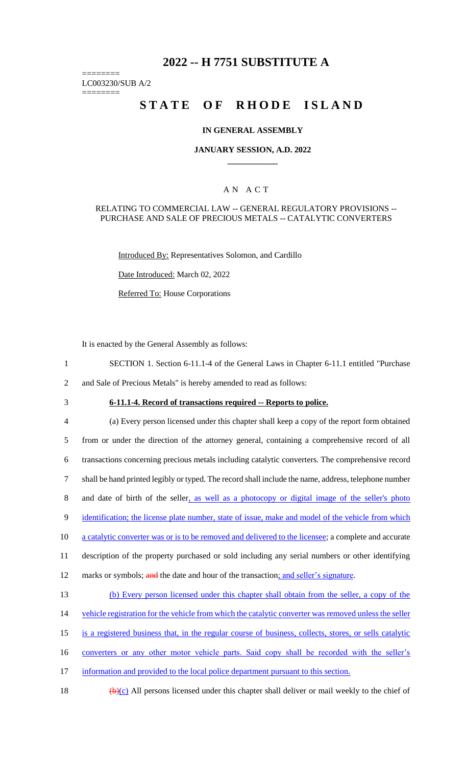# 2022 -- H 7751 SUBSTITUTE A

========
LC003230/SUB A/2
========

# STATE OF RHODE ISLAND

## IN GENERAL ASSEMBLY

### JANUARY SESSION, A.D. 2022

---

## A N A C T

### RELATING TO COMMERCIAL LAW -- GENERAL REGULATORY PROVISIONS -- PURCHASE AND SALE OF PRECIOUS METALS -- CATALYTIC CONVERTERS

Introduced By: Representatives Solomon, and Cardillo

Date Introduced: March 02, 2022

Referred To: House Corporations

It is enacted by the General Assembly as follows:

1 SECTION 1. Section 6-11.1-4 of the General Laws in Chapter 6-11.1 entitled "Purchase
2 and Sale of Precious Metals" is hereby amended to read as follows:

3 **6-11.1-4. Record of transactions required -- Reports to police.**

4 (a) Every person licensed under this chapter shall keep a copy of the report form obtained
5 from or under the direction of the attorney general, containing a comprehensive record of all
6 transactions concerning precious metals including catalytic converters. The comprehensive record
7 shall be hand printed legibly or typed. The record shall include the name, address, telephone number
8 and date of birth of the seller, as well as a photocopy or digital image of the seller's photo
9 identification; the license plate number, state of issue, make and model of the vehicle from which
10 a catalytic converter was or is to be removed and delivered to the licensee; a complete and accurate
11 description of the property purchased or sold including any serial numbers or other identifying
12 marks or symbols; ~~and~~ the date and hour of the transaction; and seller's signature.

13 (b) Every person licensed under this chapter shall obtain from the seller, a copy of the
14 vehicle registration for the vehicle from which the catalytic converter was removed unless the seller
15 is a registered business that, in the regular course of business, collects, stores, or sells catalytic
16 converters or any other motor vehicle parts. Said copy shall be recorded with the seller's
17 information and provided to the local police department pursuant to this section.

18 ~~(b)~~(c) All persons licensed under this chapter shall deliver or mail weekly to the chief of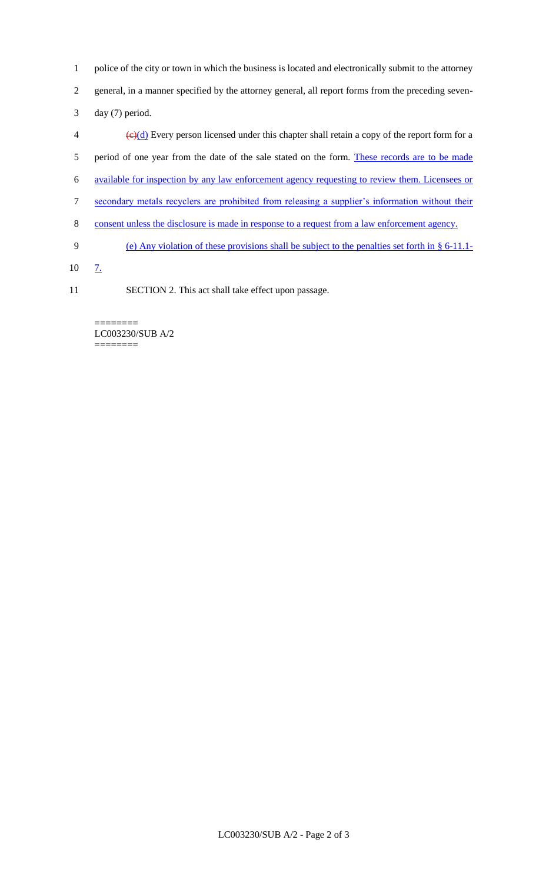police of the city or town in which the business is located and electronically submit to the attorney general, in a manner specified by the attorney general, all report forms from the preceding seven-day (7) period.

~~(c)~~(d) Every person licensed under this chapter shall retain a copy of the report form for a period of one year from the date of the sale stated on the form. These records are to be made available for inspection by any law enforcement agency requesting to review them. Licensees or secondary metals recyclers are prohibited from releasing a supplier's information without their consent unless the disclosure is made in response to a request from a law enforcement agency.

(e) Any violation of these provisions shall be subject to the penalties set forth in § 6-11.1-7.

SECTION 2. This act shall take effect upon passage.

========
LC003230/SUB A/2
========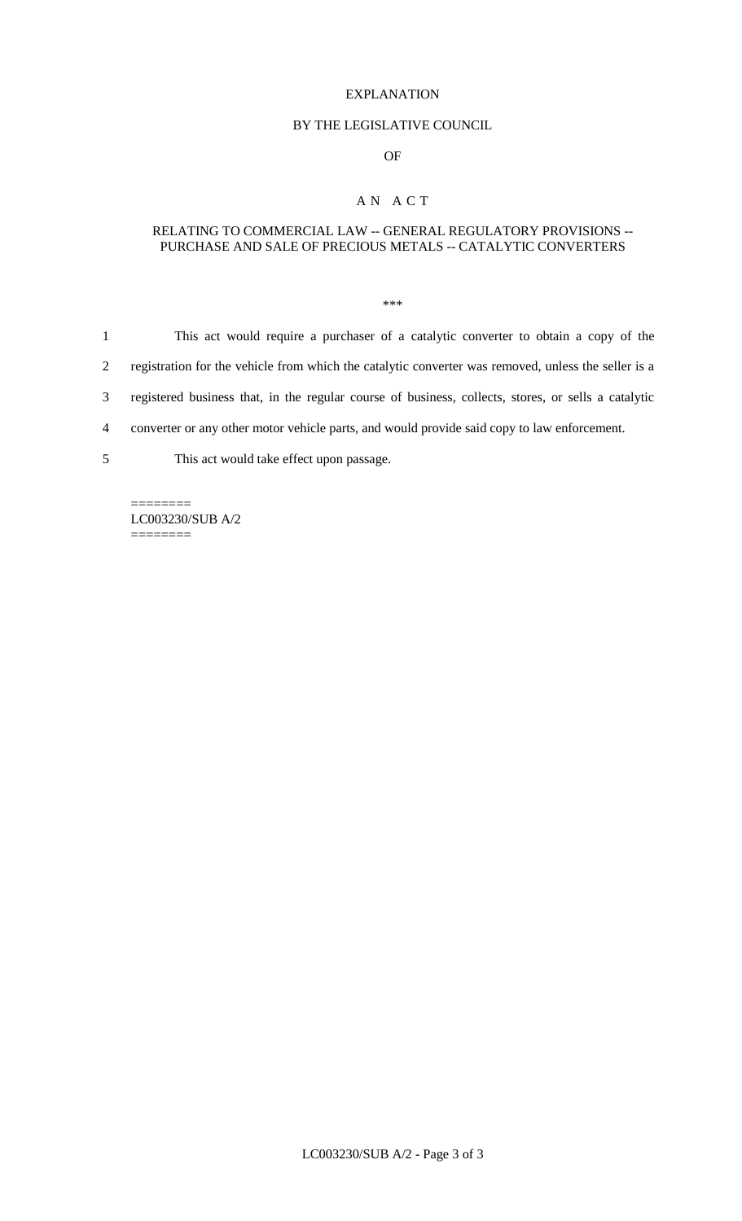EXPLANATION

BY THE LEGISLATIVE COUNCIL

OF

# A N A C T

RELATING TO COMMERCIAL LAW -- GENERAL REGULATORY PROVISIONS -- PURCHASE AND SALE OF PRECIOUS METALS -- CATALYTIC CONVERTERS

\*\*\*

1 This act would require a purchaser of a catalytic converter to obtain a copy of the
2 registration for the vehicle from which the catalytic converter was removed, unless the seller is a
3 registered business that, in the regular course of business, collects, stores, or sells a catalytic
4 converter or any other motor vehicle parts, and would provide said copy to law enforcement.
5 This act would take effect upon passage.

========
LC003230/SUB A/2
========